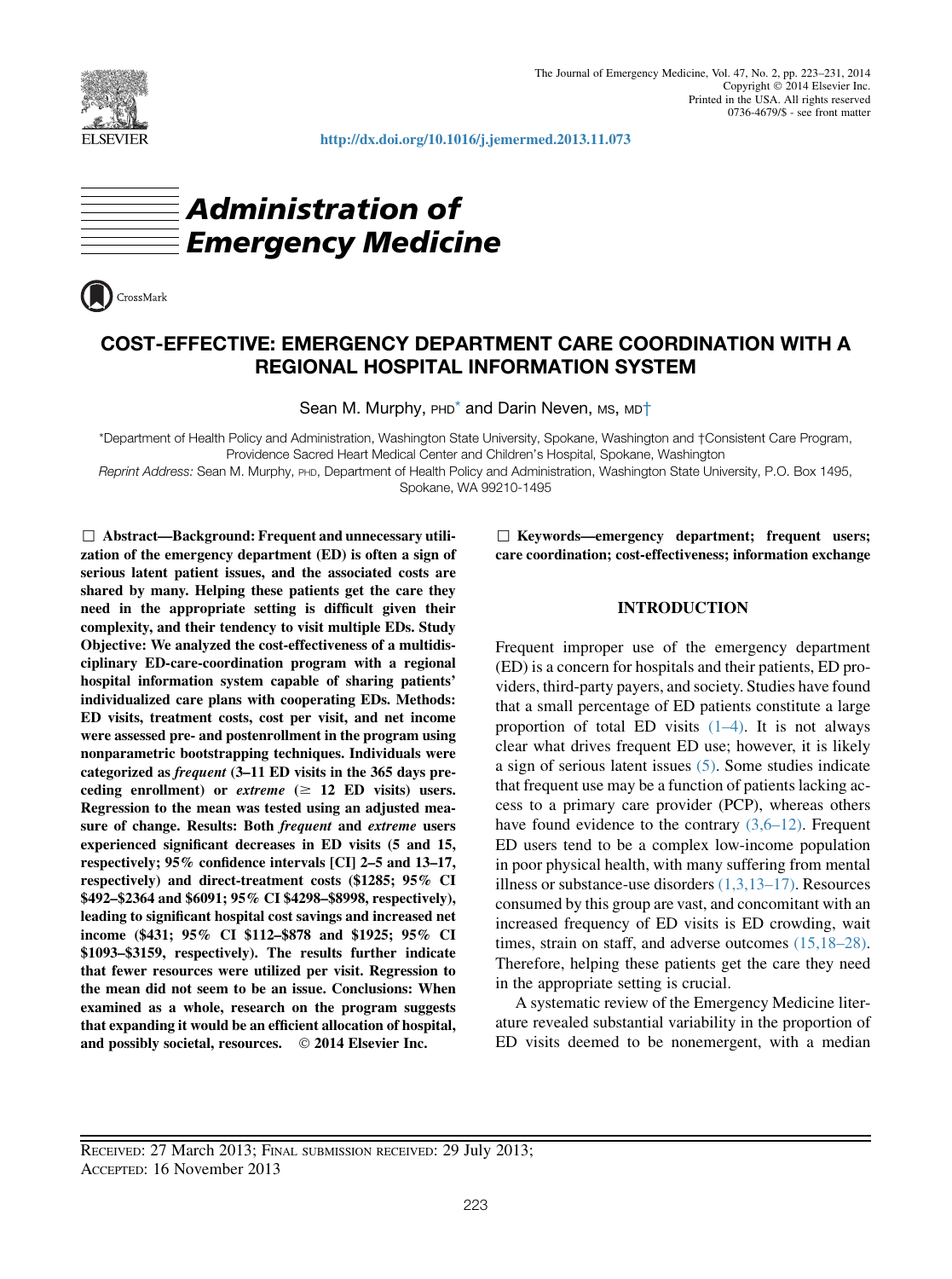# Administration of Emergency Medicine

## COST-EFFECTIVE: EMERGENCY DEPARTMENT CARE COORDINATION WITH A REGIONAL HOSPITAL INFORMATION SYSTEM

Sean M. Murphy, PHD* and Darin Neven, MS, MD†

*Department of Health Policy and Administration, Washington State University, Spokane, Washington and †Consistent Care Program, Providence Sacred Heart Medical Center and Children's Hospital, Spokane, Washington

*Reprint Address:* Sean M. Murphy, PHD, Department of Health Policy and Administration, Washington State University, P.O. Box 1495, Spokane, WA 99210-1495

☐ **Abstract—Background: Frequent and unnecessary utilization of the emergency department (ED) is often a sign of serious latent patient issues, and the associated costs are shared by many. Helping these patients get the care they need in the appropriate setting is difficult given their complexity, and their tendency to visit multiple EDs. Study Objective: We analyzed the cost-effectiveness of a multidisciplinary ED-care-coordination program with a regional hospital information system capable of sharing patients' individualized care plans with cooperating EDs. Methods: ED visits, treatment costs, cost per visit, and net income were assessed pre- and postenrollment in the program using nonparametric bootstrapping techniques. Individuals were categorized as *frequent* (3–11 ED visits in the 365 days preceding enrollment) or *extreme* (≥ 12 ED visits) users. Regression to the mean was tested using an adjusted measure of change. Results: Both *frequent* and *extreme* users experienced significant decreases in ED visits (5 and 15, respectively; 95% confidence intervals [CI] 2–5 and 13–17, respectively) and direct-treatment costs ($1285; 95% CI $492–$2364 and $6091; 95% CI $4298–$8998, respectively), leading to significant hospital cost savings and increased net income ($431; 95% CI $112–$878 and $1925; 95% CI $1093–$3159, respectively). The results further indicate that fewer resources were utilized per visit. Regression to the mean did not seem to be an issue. Conclusions: When examined as a whole, research on the program suggests that expanding it would be an efficient allocation of hospital, and possibly societal, resources. © 2014 Elsevier Inc.**

☐ **Keywords—emergency department; frequent users; care coordination; cost-effectiveness; information exchange**

## INTRODUCTION

Frequent improper use of the emergency department (ED) is a concern for hospitals and their patients, ED providers, third-party payers, and society. Studies have found that a small percentage of ED patients constitute a large proportion of total ED visits (1–4). It is not always clear what drives frequent ED use; however, it is likely a sign of serious latent issues (5). Some studies indicate that frequent use may be a function of patients lacking access to a primary care provider (PCP), whereas others have found evidence to the contrary (3,6–12). Frequent ED users tend to be a complex low-income population in poor physical health, with many suffering from mental illness or substance-use disorders (1,3,13–17). Resources consumed by this group are vast, and concomitant with an increased frequency of ED visits is ED crowding, wait times, strain on staff, and adverse outcomes (15,18–28). Therefore, helping these patients get the care they need in the appropriate setting is crucial.

A systematic review of the Emergency Medicine literature revealed substantial variability in the proportion of ED visits deemed to be nonemergent, with a median

RECEIVED: 27 March 2013; FINAL SUBMISSION RECEIVED: 29 July 2013;
ACCEPTED: 16 November 2013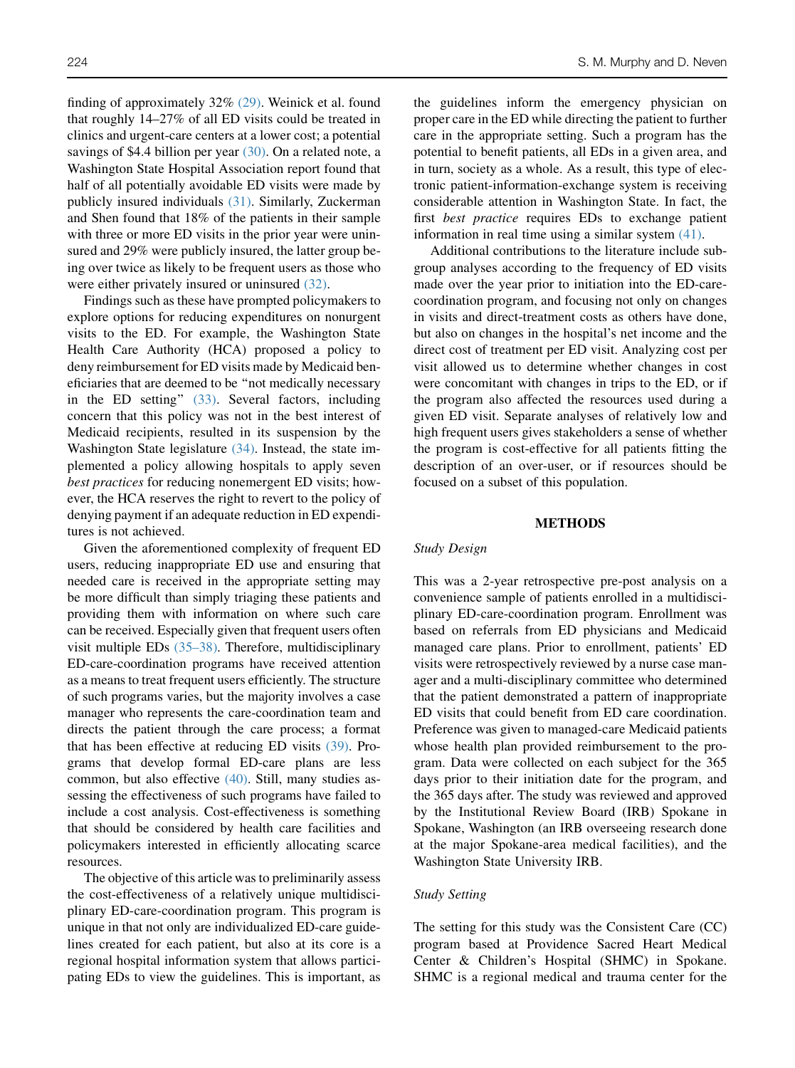finding of approximately 32% (29). Weinick et al. found that roughly 14–27% of all ED visits could be treated in clinics and urgent-care centers at a lower cost; a potential savings of $4.4 billion per year (30). On a related note, a Washington State Hospital Association report found that half of all potentially avoidable ED visits were made by publicly insured individuals (31). Similarly, Zuckerman and Shen found that 18% of the patients in their sample with three or more ED visits in the prior year were uninsured and 29% were publicly insured, the latter group being over twice as likely to be frequent users as those who were either privately insured or uninsured (32).

Findings such as these have prompted policymakers to explore options for reducing expenditures on nonurgent visits to the ED. For example, the Washington State Health Care Authority (HCA) proposed a policy to deny reimbursement for ED visits made by Medicaid beneficiaries that are deemed to be "not medically necessary in the ED setting" (33). Several factors, including concern that this policy was not in the best interest of Medicaid recipients, resulted in its suspension by the Washington State legislature (34). Instead, the state implemented a policy allowing hospitals to apply seven *best practices* for reducing nonemergent ED visits; however, the HCA reserves the right to revert to the policy of denying payment if an adequate reduction in ED expenditures is not achieved.

Given the aforementioned complexity of frequent ED users, reducing inappropriate ED use and ensuring that needed care is received in the appropriate setting may be more difficult than simply triaging these patients and providing them with information on where such care can be received. Especially given that frequent users often visit multiple EDs (35–38). Therefore, multidisciplinary ED-care-coordination programs have received attention as a means to treat frequent users efficiently. The structure of such programs varies, but the majority involves a case manager who represents the care-coordination team and directs the patient through the care process; a format that has been effective at reducing ED visits (39). Programs that develop formal ED-care plans are less common, but also effective (40). Still, many studies assessing the effectiveness of such programs have failed to include a cost analysis. Cost-effectiveness is something that should be considered by health care facilities and policymakers interested in efficiently allocating scarce resources.

The objective of this article was to preliminarily assess the cost-effectiveness of a relatively unique multidisciplinary ED-care-coordination program. This program is unique in that not only are individualized ED-care guidelines created for each patient, but also at its core is a regional hospital information system that allows participating EDs to view the guidelines. This is important, as the guidelines inform the emergency physician on proper care in the ED while directing the patient to further care in the appropriate setting. Such a program has the potential to benefit patients, all EDs in a given area, and in turn, society as a whole. As a result, this type of electronic patient-information-exchange system is receiving considerable attention in Washington State. In fact, the first *best practice* requires EDs to exchange patient information in real time using a similar system (41).

Additional contributions to the literature include subgroup analyses according to the frequency of ED visits made over the year prior to initiation into the ED-care-coordination program, and focusing not only on changes in visits and direct-treatment costs as others have done, but also on changes in the hospital's net income and the direct cost of treatment per ED visit. Analyzing cost per visit allowed us to determine whether changes in cost were concomitant with changes in trips to the ED, or if the program also affected the resources used during a given ED visit. Separate analyses of relatively low and high frequent users gives stakeholders a sense of whether the program is cost-effective for all patients fitting the description of an over-user, or if resources should be focused on a subset of this population.

## METHODS

### *Study Design*

This was a 2-year retrospective pre-post analysis on a convenience sample of patients enrolled in a multidisciplinary ED-care-coordination program. Enrollment was based on referrals from ED physicians and Medicaid managed care plans. Prior to enrollment, patients' ED visits were retrospectively reviewed by a nurse case manager and a multi-disciplinary committee who determined that the patient demonstrated a pattern of inappropriate ED visits that could benefit from ED care coordination. Preference was given to managed-care Medicaid patients whose health plan provided reimbursement to the program. Data were collected on each subject for the 365 days prior to their initiation date for the program, and the 365 days after. The study was reviewed and approved by the Institutional Review Board (IRB) Spokane in Spokane, Washington (an IRB overseeing research done at the major Spokane-area medical facilities), and the Washington State University IRB.

### *Study Setting*

The setting for this study was the Consistent Care (CC) program based at Providence Sacred Heart Medical Center & Children's Hospital (SHMC) in Spokane. SHMC is a regional medical and trauma center for the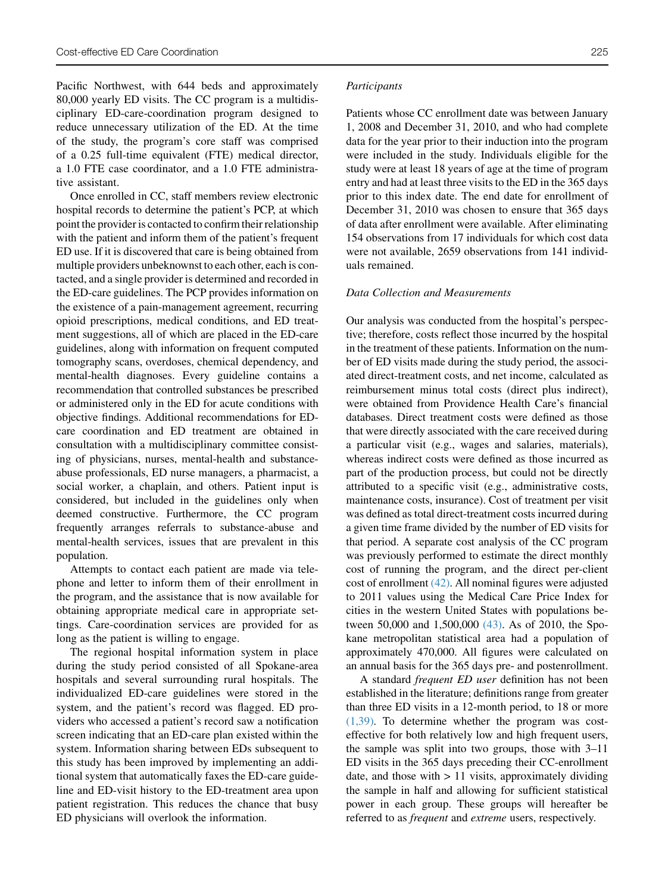Pacific Northwest, with 644 beds and approximately 80,000 yearly ED visits. The CC program is a multidisciplinary ED-care-coordination program designed to reduce unnecessary utilization of the ED. At the time of the study, the program's core staff was comprised of a 0.25 full-time equivalent (FTE) medical director, a 1.0 FTE case coordinator, and a 1.0 FTE administrative assistant.

Once enrolled in CC, staff members review electronic hospital records to determine the patient's PCP, at which point the provider is contacted to confirm their relationship with the patient and inform them of the patient's frequent ED use. If it is discovered that care is being obtained from multiple providers unbeknownst to each other, each is contacted, and a single provider is determined and recorded in the ED-care guidelines. The PCP provides information on the existence of a pain-management agreement, recurring opioid prescriptions, medical conditions, and ED treatment suggestions, all of which are placed in the ED-care guidelines, along with information on frequent computed tomography scans, overdoses, chemical dependency, and mental-health diagnoses. Every guideline contains a recommendation that controlled substances be prescribed or administered only in the ED for acute conditions with objective findings. Additional recommendations for ED-care coordination and ED treatment are obtained in consultation with a multidisciplinary committee consisting of physicians, nurses, mental-health and substance-abuse professionals, ED nurse managers, a pharmacist, a social worker, a chaplain, and others. Patient input is considered, but included in the guidelines only when deemed constructive. Furthermore, the CC program frequently arranges referrals to substance-abuse and mental-health services, issues that are prevalent in this population.

Attempts to contact each patient are made via telephone and letter to inform them of their enrollment in the program, and the assistance that is now available for obtaining appropriate medical care in appropriate settings. Care-coordination services are provided for as long as the patient is willing to engage.

The regional hospital information system in place during the study period consisted of all Spokane-area hospitals and several surrounding rural hospitals. The individualized ED-care guidelines were stored in the system, and the patient's record was flagged. ED providers who accessed a patient's record saw a notification screen indicating that an ED-care plan existed within the system. Information sharing between EDs subsequent to this study has been improved by implementing an additional system that automatically faxes the ED-care guideline and ED-visit history to the ED-treatment area upon patient registration. This reduces the chance that busy ED physicians will overlook the information.

*Participants*

Patients whose CC enrollment date was between January 1, 2008 and December 31, 2010, and who had complete data for the year prior to their induction into the program were included in the study. Individuals eligible for the study were at least 18 years of age at the time of program entry and had at least three visits to the ED in the 365 days prior to this index date. The end date for enrollment of December 31, 2010 was chosen to ensure that 365 days of data after enrollment were available. After eliminating 154 observations from 17 individuals for which cost data were not available, 2659 observations from 141 individuals remained.

*Data Collection and Measurements*

Our analysis was conducted from the hospital's perspective; therefore, costs reflect those incurred by the hospital in the treatment of these patients. Information on the number of ED visits made during the study period, the associated direct-treatment costs, and net income, calculated as reimbursement minus total costs (direct plus indirect), were obtained from Providence Health Care's financial databases. Direct treatment costs were defined as those that were directly associated with the care received during a particular visit (e.g., wages and salaries, materials), whereas indirect costs were defined as those incurred as part of the production process, but could not be directly attributed to a specific visit (e.g., administrative costs, maintenance costs, insurance). Cost of treatment per visit was defined as total direct-treatment costs incurred during a given time frame divided by the number of ED visits for that period. A separate cost analysis of the CC program was previously performed to estimate the direct monthly cost of running the program, and the direct per-client cost of enrollment (42). All nominal figures were adjusted to 2011 values using the Medical Care Price Index for cities in the western United States with populations between 50,000 and 1,500,000 (43). As of 2010, the Spokane metropolitan statistical area had a population of approximately 470,000. All figures were calculated on an annual basis for the 365 days pre- and postenrollment.

A standard *frequent ED user* definition has not been established in the literature; definitions range from greater than three ED visits in a 12-month period, to 18 or more (1,39). To determine whether the program was cost-effective for both relatively low and high frequent users, the sample was split into two groups, those with 3–11 ED visits in the 365 days preceding their CC-enrollment date, and those with > 11 visits, approximately dividing the sample in half and allowing for sufficient statistical power in each group. These groups will hereafter be referred to as *frequent* and *extreme* users, respectively.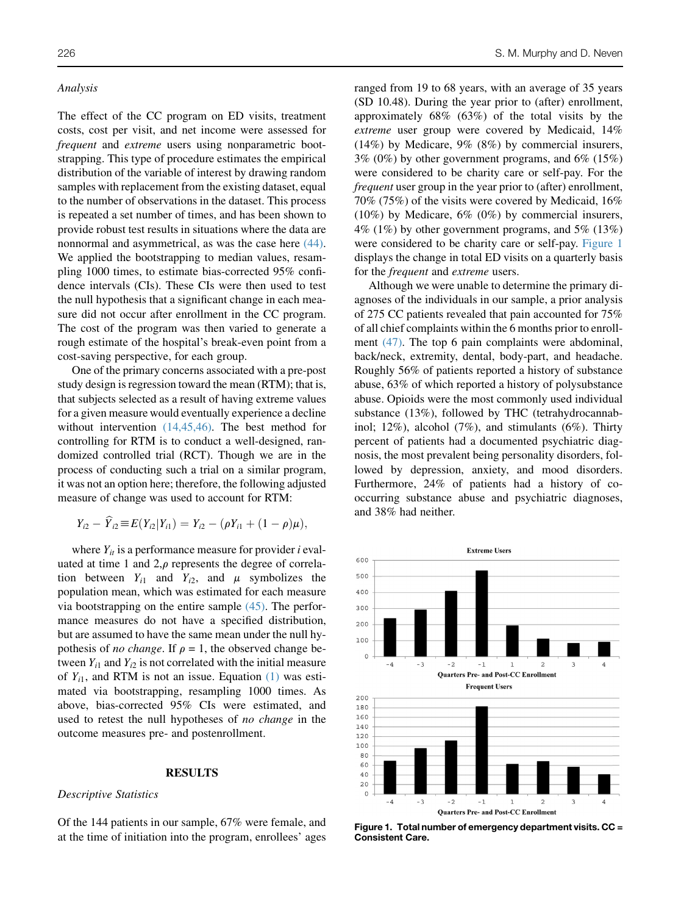### Analysis

The effect of the CC program on ED visits, treatment costs, cost per visit, and net income were assessed for *frequent* and *extreme* users using nonparametric bootstrapping. This type of procedure estimates the empirical distribution of the variable of interest by drawing random samples with replacement from the existing dataset, equal to the number of observations in the dataset. This process is repeated a set number of times, and has been shown to provide robust test results in situations where the data are nonnormal and asymmetrical, as was the case here (44). We applied the bootstrapping to median values, resampling 1000 times, to estimate bias-corrected 95% confidence intervals (CIs). These CIs were then used to test the null hypothesis that a significant change in each measure did not occur after enrollment in the CC program. The cost of the program was then varied to generate a rough estimate of the hospital's break-even point from a cost-saving perspective, for each group.

One of the primary concerns associated with a pre-post study design is regression toward the mean (RTM); that is, that subjects selected as a result of having extreme values for a given measure would eventually experience a decline without intervention (14,45,46). The best method for controlling for RTM is to conduct a well-designed, randomized controlled trial (RCT). Though we are in the process of conducting such a trial on a similar program, it was not an option here; therefore, the following adjusted measure of change was used to account for RTM:

$$Y_{i2} - \widehat{Y}_{i2} \equiv E(Y_{i2}|Y_{i1}) = Y_{i2} - (\rho Y_{i1} + (1-\rho)\mu),$$

where $Y_{it}$ is a performance measure for provider $i$ evaluated at time 1 and 2, $\rho$ represents the degree of correlation between $Y_{i1}$ and $Y_{i2}$, and $\mu$ symbolizes the population mean, which was estimated for each measure via bootstrapping on the entire sample (45). The performance measures do not have a specified distribution, but are assumed to have the same mean under the null hypothesis of *no change*. If $\rho = 1$, the observed change between $Y_{i1}$ and $Y_{i2}$ is not correlated with the initial measure of $Y_{i1}$, and RTM is not an issue. Equation (1) was estimated via bootstrapping, resampling 1000 times. As above, bias-corrected 95% CIs were estimated, and used to retest the null hypotheses of *no change* in the outcome measures pre- and postenrollment.

## RESULTS

### Descriptive Statistics

Of the 144 patients in our sample, 67% were female, and at the time of initiation into the program, enrollees' ages ranged from 19 to 68 years, with an average of 35 years (SD 10.48). During the year prior to (after) enrollment, approximately 68% (63%) of the total visits by the *extreme* user group were covered by Medicaid, 14% (14%) by Medicare, 9% (8%) by commercial insurers, 3% (0%) by other government programs, and 6% (15%) were considered to be charity care or self-pay. For the *frequent* user group in the year prior to (after) enrollment, 70% (75%) of the visits were covered by Medicaid, 16% (10%) by Medicare, 6% (0%) by commercial insurers, 4% (1%) by other government programs, and 5% (13%) were considered to be charity care or self-pay. Figure 1 displays the change in total ED visits on a quarterly basis for the *frequent* and *extreme* users.

Although we were unable to determine the primary diagnoses of the individuals in our sample, a prior analysis of 275 CC patients revealed that pain accounted for 75% of all chief complaints within the 6 months prior to enrollment (47). The top 6 pain complaints were abdominal, back/neck, extremity, dental, body-part, and headache. Roughly 56% of patients reported a history of substance abuse, 63% of which reported a history of polysubstance abuse. Opioids were the most commonly used individual substance (13%), followed by THC (tetrahydrocannabinol; 12%), alcohol (7%), and stimulants (6%). Thirty percent of patients had a documented psychiatric diagnosis, the most prevalent being personality disorders, followed by depression, anxiety, and mood disorders. Furthermore, 24% of patients had a history of co-occurring substance abuse and psychiatric diagnoses, and 38% had neither.

**Figure 1. Total number of emergency department visits. CC = Consistent Care.**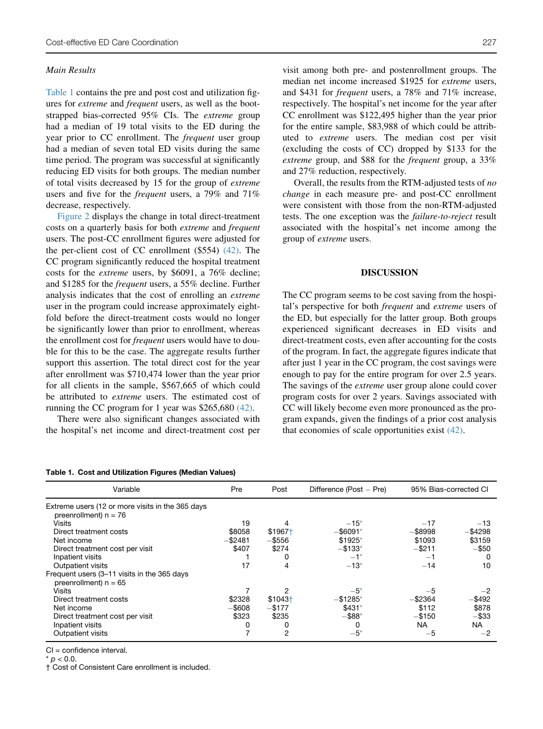*Main Results*

Table 1 contains the pre and post cost and utilization figures for *extreme* and *frequent* users, as well as the bootstrapped bias-corrected 95% CIs. The *extreme* group had a median of 19 total visits to the ED during the year prior to CC enrollment. The *frequent* user group had a median of seven total ED visits during the same time period. The program was successful at significantly reducing ED visits for both groups. The median number of total visits decreased by 15 for the group of *extreme* users and five for the *frequent* users, a 79% and 71% decrease, respectively.

Figure 2 displays the change in total direct-treatment costs on a quarterly basis for both *extreme* and *frequent* users. The post-CC enrollment figures were adjusted for the per-client cost of CC enrollment ($554) (42). The CC program significantly reduced the hospital treatment costs for the *extreme* users, by $6091, a 76% decline; and $1285 for the *frequent* users, a 55% decline. Further analysis indicates that the cost of enrolling an *extreme* user in the program could increase approximately eight-fold before the direct-treatment costs would no longer be significantly lower than prior to enrollment, whereas the enrollment cost for *frequent* users would have to double for this to be the case. The aggregate results further support this assertion. The total direct cost for the year after enrollment was $710,474 lower than the year prior for all clients in the sample, $567,665 of which could be attributed to *extreme* users. The estimated cost of running the CC program for 1 year was $265,680 (42).

There were also significant changes associated with the hospital's net income and direct-treatment cost per visit among both pre- and postenrollment groups. The median net income increased $1925 for *extreme* users, and $431 for *frequent* users, a 78% and 71% increase, respectively. The hospital's net income for the year after CC enrollment was $122,495 higher than the year prior for the entire sample, $83,988 of which could be attributed to *extreme* users. The median cost per visit (excluding the costs of CC) dropped by $133 for the *extreme* group, and $88 for the *frequent* group, a 33% and 27% reduction, respectively.

Overall, the results from the RTM-adjusted tests of *no change* in each measure pre- and post-CC enrollment were consistent with those from the non-RTM-adjusted tests. The one exception was the *failure-to-reject* result associated with the hospital's net income among the group of *extreme* users.

## DISCUSSION

The CC program seems to be cost saving from the hospital's perspective for both *frequent* and *extreme* users of the ED, but especially for the latter group. Both groups experienced significant decreases in ED visits and direct-treatment costs, even after accounting for the costs of the program. In fact, the aggregate figures indicate that after just 1 year in the CC program, the cost savings were enough to pay for the entire program for over 2.5 years. The savings of the *extreme* user group alone could cover program costs for over 2 years. Savings associated with CC will likely become even more pronounced as the program expands, given the findings of a prior cost analysis that economies of scale opportunities exist (42).

**Table 1. Cost and Utilization Figures (Median Values)**

| Variable | Pre | Post | Difference (Post − Pre) | 95% Bias-corrected CI | |
|---|---|---|---|---|---|
| Extreme users (12 or more visits in the 365 days preenrollment) n = 76 | | | | | |
| Visits | 19 | 4 | −15* | −17 | −13 |
| Direct treatment costs | $8058 | $1967† | −$6091* | −$8998 | −$4298 |
| Net income | −$2481 | −$556 | $1925* | $1093 | $3159 |
| Direct treatment cost per visit | $407 | $274 | −$133* | −$211 | −$50 |
| Inpatient visits | 1 | 0 | −1* | −1 | 0 |
| Outpatient visits | 17 | 4 | −13* | −14 | 10 |
| Frequent users (3–11 visits in the 365 days preenrollment) n = 65 | | | | | |
| Visits | 7 | 2 | −5* | −5 | −2 |
| Direct treatment costs | $2328 | $1043† | −$1285* | −$2364 | −$492 |
| Net income | −$608 | −$177 | $431* | $112 | $878 |
| Direct treatment cost per visit | $323 | $235 | −$88* | −$150 | −$33 |
| Inpatient visits | 0 | 0 | 0 | NA | NA |
| Outpatient visits | 7 | 2 | −5* | −5 | −2 |

CI = confidence interval.

* $p < 0.0$.

† Cost of Consistent Care enrollment is included.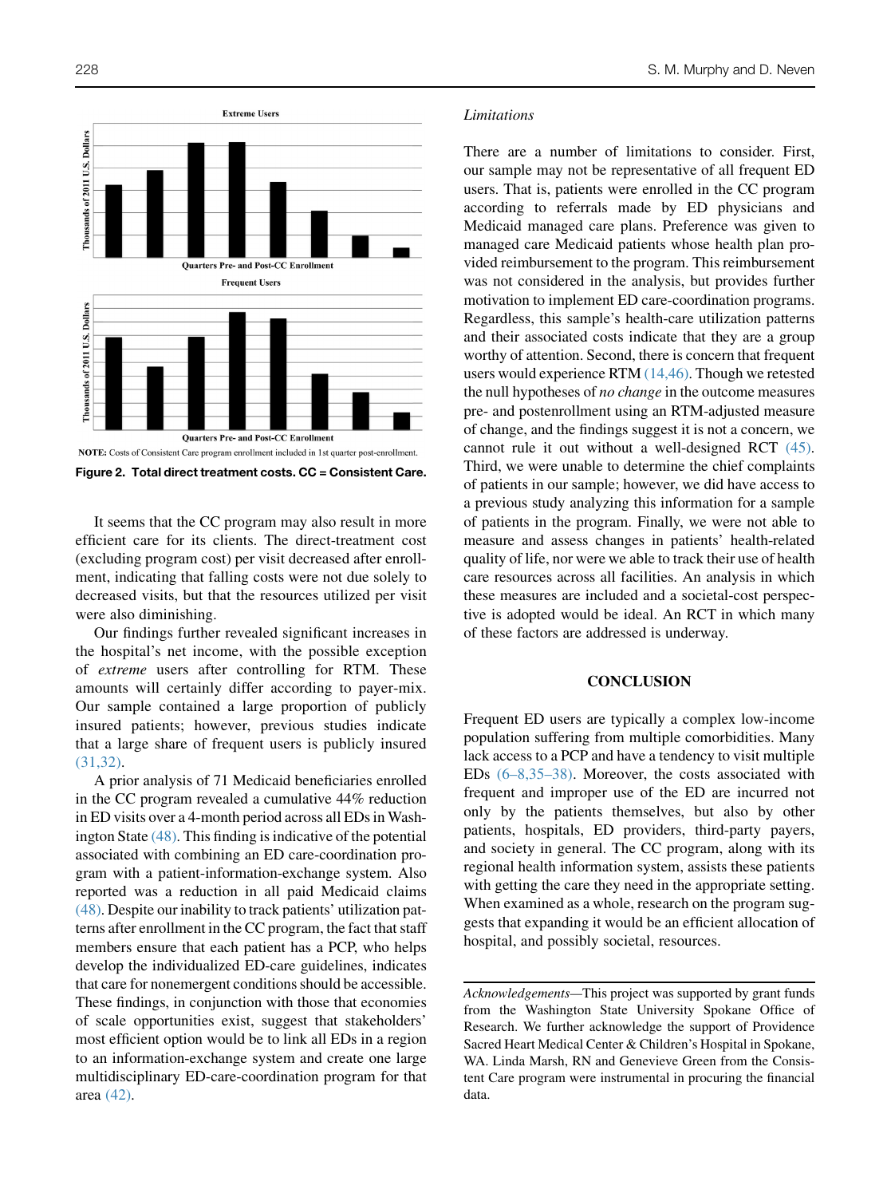Extreme Users

Thousands of 2011 U.S. Dollars

Quarters Pre- and Post-CC Enrollment

Frequent Users

Thousands of 2011 U.S. Dollars

Quarters Pre- and Post-CC Enrollment

NOTE: Costs of Consistent Care program enrollment included in 1st quarter post-enrollment.

**Figure 2. Total direct treatment costs. CC = Consistent Care.**

It seems that the CC program may also result in more efficient care for its clients. The direct-treatment cost (excluding program cost) per visit decreased after enrollment, indicating that falling costs were not due solely to decreased visits, but that the resources utilized per visit were also diminishing.

Our findings further revealed significant increases in the hospital's net income, with the possible exception of *extreme* users after controlling for RTM. These amounts will certainly differ according to payer-mix. Our sample contained a large proportion of publicly insured patients; however, previous studies indicate that a large share of frequent users is publicly insured (31,32).

A prior analysis of 71 Medicaid beneficiaries enrolled in the CC program revealed a cumulative 44% reduction in ED visits over a 4-month period across all EDs in Washington State (48). This finding is indicative of the potential associated with combining an ED care-coordination program with a patient-information-exchange system. Also reported was a reduction in all paid Medicaid claims (48). Despite our inability to track patients' utilization patterns after enrollment in the CC program, the fact that staff members ensure that each patient has a PCP, who helps develop the individualized ED-care guidelines, indicates that care for nonemergent conditions should be accessible. These findings, in conjunction with those that economies of scale opportunities exist, suggest that stakeholders' most efficient option would be to link all EDs in a region to an information-exchange system and create one large multidisciplinary ED-care-coordination program for that area (42).

### *Limitations*

There are a number of limitations to consider. First, our sample may not be representative of all frequent ED users. That is, patients were enrolled in the CC program according to referrals made by ED physicians and Medicaid managed care plans. Preference was given to managed care Medicaid patients whose health plan provided reimbursement to the program. This reimbursement was not considered in the analysis, but provides further motivation to implement ED care-coordination programs. Regardless, this sample's health-care utilization patterns and their associated costs indicate that they are a group worthy of attention. Second, there is concern that frequent users would experience RTM (14,46). Though we retested the null hypotheses of *no change* in the outcome measures pre- and postenrollment using an RTM-adjusted measure of change, and the findings suggest it is not a concern, we cannot rule it out without a well-designed RCT (45). Third, we were unable to determine the chief complaints of patients in our sample; however, we did have access to a previous study analyzing this information for a sample of patients in the program. Finally, we were not able to measure and assess changes in patients' health-related quality of life, nor were we able to track their use of health care resources across all facilities. An analysis in which these measures are included and a societal-cost perspective is adopted would be ideal. An RCT in which many of these factors are addressed is underway.

## CONCLUSION

Frequent ED users are typically a complex low-income population suffering from multiple comorbidities. Many lack access to a PCP and have a tendency to visit multiple EDs (6–8,35–38). Moreover, the costs associated with frequent and improper use of the ED are incurred not only by the patients themselves, but also by other patients, hospitals, ED providers, third-party payers, and society in general. The CC program, along with its regional health information system, assists these patients with getting the care they need in the appropriate setting. When examined as a whole, research on the program suggests that expanding it would be an efficient allocation of hospital, and possibly societal, resources.

*Acknowledgements*—This project was supported by grant funds from the Washington State University Spokane Office of Research. We further acknowledge the support of Providence Sacred Heart Medical Center & Children's Hospital in Spokane, WA. Linda Marsh, RN and Genevieve Green from the Consistent Care program were instrumental in procuring the financial data.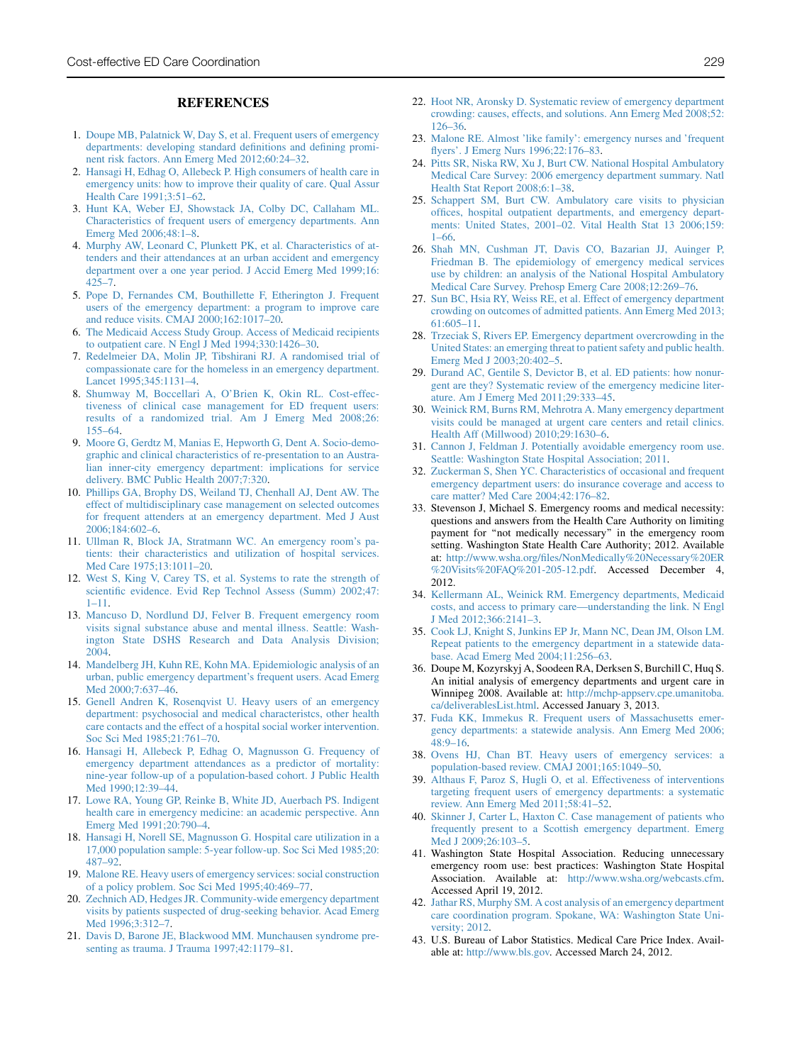## REFERENCES

1. Doupe MB, Palatnick W, Day S, et al. Frequent users of emergency departments: developing standard definitions and defining prominent risk factors. Ann Emerg Med 2012;60:24–32.
2. Hansagi H, Edhag O, Allebeck P. High consumers of health care in emergency units: how to improve their quality of care. Qual Assur Health Care 1991;3:51–62.
3. Hunt KA, Weber EJ, Showstack JA, Colby DC, Callaham ML. Characteristics of frequent users of emergency departments. Ann Emerg Med 2006;48:1–8.
4. Murphy AW, Leonard C, Plunkett PK, et al. Characteristics of attenders and their attendances at an urban accident and emergency department over a one year period. J Accid Emerg Med 1999;16:425–7.
5. Pope D, Fernandes CM, Bouthillette F, Etherington J. Frequent users of the emergency department: a program to improve care and reduce visits. CMAJ 2000;162:1017–20.
6. The Medicaid Access Study Group. Access of Medicaid recipients to outpatient care. N Engl J Med 1994;330:1426–30.
7. Redelmeier DA, Molin JP, Tibshirani RJ. A randomised trial of compassionate care for the homeless in an emergency department. Lancet 1995;345:1131–4.
8. Shumway M, Boccellari A, O'Brien K, Okin RL. Cost-effectiveness of clinical case management for ED frequent users: results of a randomized trial. Am J Emerg Med 2008;26:155–64.
9. Moore G, Gerdtz M, Manias E, Hepworth G, Dent A. Socio-demographic and clinical characteristics of re-presentation to an Australian inner-city emergency department: implications for service delivery. BMC Public Health 2007;7:320.
10. Phillips GA, Brophy DS, Weiland TJ, Chenhall AJ, Dent AW. The effect of multidisciplinary case management on selected outcomes for frequent attenders at an emergency department. Med J Aust 2006;184:602–6.
11. Ullman R, Block JA, Stratmann WC. An emergency room's patients: their characteristics and utilization of hospital services. Med Care 1975;13:1011–20.
12. West S, King V, Carey TS, et al. Systems to rate the strength of scientific evidence. Evid Rep Technol Assess (Summ) 2002;47:1–11.
13. Mancuso D, Nordlund DJ, Felver B. Frequent emergency room visits signal substance abuse and mental illness. Seattle: Washington State DSHS Research and Data Analysis Division; 2004.
14. Mandelberg JH, Kuhn RE, Kohn MA. Epidemiologic analysis of an urban, public emergency department's frequent users. Acad Emerg Med 2000;7:637–46.
15. Genell Andren K, Rosenqvist U. Heavy users of an emergency department: psychosocial and medical characteristcs, other health care contacts and the effect of a hospital social worker intervention. Soc Sci Med 1985;21:761–70.
16. Hansagi H, Allebeck P, Edhag O, Magnusson G. Frequency of emergency department attendances as a predictor of mortality: nine-year follow-up of a population-based cohort. J Public Health Med 1990;12:39–44.
17. Lowe RA, Young GP, Reinke B, White JD, Auerbach PS. Indigent health care in emergency medicine: an academic perspective. Ann Emerg Med 1991;20:790–4.
18. Hansagi H, Norell SE, Magnusson G. Hospital care utilization in a 17,000 population sample: 5-year follow-up. Soc Sci Med 1985;20:487–92.
19. Malone RE. Heavy users of emergency services: social construction of a policy problem. Soc Sci Med 1995;40:469–77.
20. Zechnich AD, Hedges JR. Community-wide emergency department visits by patients suspected of drug-seeking behavior. Acad Emerg Med 1996;3:312–7.
21. Davis D, Barone JE, Blackwood MM. Munchausen syndrome presenting as trauma. J Trauma 1997;42:1179–81.
22. Hoot NR, Aronsky D. Systematic review of emergency department crowding: causes, effects, and solutions. Ann Emerg Med 2008;52:126–36.
23. Malone RE. Almost 'like family': emergency nurses and 'frequent flyers'. J Emerg Nurs 1996;22:176–83.
24. Pitts SR, Niska RW, Xu J, Burt CW. National Hospital Ambulatory Medical Care Survey: 2006 emergency department summary. Natl Health Stat Report 2008;6:1–38.
25. Schappert SM, Burt CW. Ambulatory care visits to physician offices, hospital outpatient departments, and emergency departments: United States, 2001–02. Vital Health Stat 13 2006;159:1–66.
26. Shah MN, Cushman JT, Davis CO, Bazarian JJ, Auinger P, Friedman B. The epidemiology of emergency medical services use by children: an analysis of the National Hospital Ambulatory Medical Care Survey. Prehosp Emerg Care 2008;12:269–76.
27. Sun BC, Hsia RY, Weiss RE, et al. Effect of emergency department crowding on outcomes of admitted patients. Ann Emerg Med 2013;61:605–11.
28. Trzeciak S, Rivers EP. Emergency department overcrowding in the United States: an emerging threat to patient safety and public health. Emerg Med J 2003;20:402–5.
29. Durand AC, Gentile S, Devictor B, et al. ED patients: how nonurgent are they? Systematic review of the emergency medicine literature. Am J Emerg Med 2011;29:333–45.
30. Weinick RM, Burns RM, Mehrotra A. Many emergency department visits could be managed at urgent care centers and retail clinics. Health Aff (Millwood) 2010;29:1630–6.
31. Cannon J, Feldman J. Potentially avoidable emergency room use. Seattle: Washington State Hospital Association; 2011.
32. Zuckerman S, Shen YC. Characteristics of occasional and frequent emergency department users: do insurance coverage and access to care matter? Med Care 2004;42:176–82.
33. Stevenson J, Michael S. Emergency rooms and medical necessity: questions and answers from the Health Care Authority on limiting payment for "not medically necessary" in the emergency room setting. Washington State Health Care Authority; 2012. Available at: http://www.wsha.org/files/NonMedically%20Necessary%20ER%20Visits%20FAQ%201-205-12.pdf. Accessed December 4, 2012.
34. Kellermann AL, Weinick RM. Emergency departments, Medicaid costs, and access to primary care—understanding the link. N Engl J Med 2012;366:2141–3.
35. Cook LJ, Knight S, Junkins EP Jr, Mann NC, Dean JM, Olson LM. Repeat patients to the emergency department in a statewide database. Acad Emerg Med 2004;11:256–63.
36. Doupe M, Kozyrskyj A, Soodeen RA, Derksen S, Burchill C, Huq S. An initial analysis of emergency departments and urgent care in Winnipeg 2008. Available at: http://mchp-appserv.cpe.umanitoba.ca/deliverablesList.html. Accessed January 3, 2013.
37. Fuda KK, Immekus R. Frequent users of Massachusetts emergency departments: a statewide analysis. Ann Emerg Med 2006;48:9–16.
38. Ovens HJ, Chan BT. Heavy users of emergency services: a population-based review. CMAJ 2001;165:1049–50.
39. Althaus F, Paroz S, Hugli O, et al. Effectiveness of interventions targeting frequent users of emergency departments: a systematic review. Ann Emerg Med 2011;58:41–52.
40. Skinner J, Carter L, Haxton C. Case management of patients who frequently present to a Scottish emergency department. Emerg Med J 2009;26:103–5.
41. Washington State Hospital Association. Reducing unnecessary emergency room use: best practices: Washington State Hospital Association. Available at: http://www.wsha.org/webcasts.cfm. Accessed April 19, 2012.
42. Jathar RS, Murphy SM. A cost analysis of an emergency department care coordination program. Spokane, WA: Washington State University; 2012.
43. U.S. Bureau of Labor Statistics. Medical Care Price Index. Available at: http://www.bls.gov. Accessed March 24, 2012.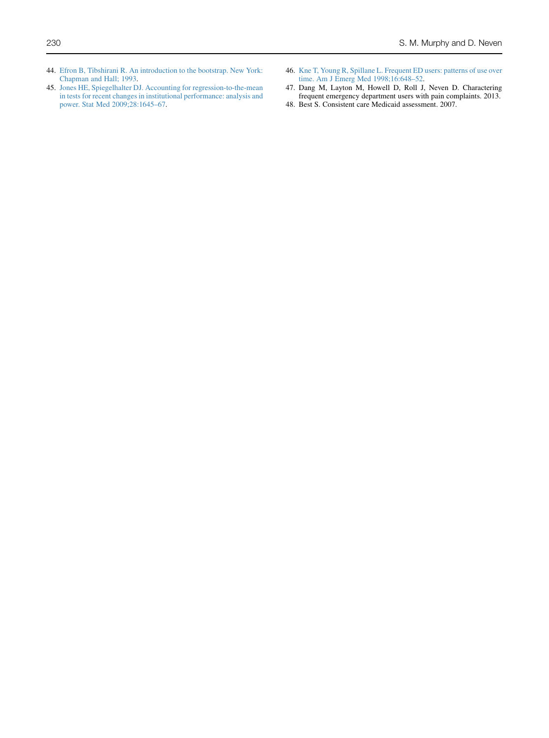44. Efron B, Tibshirani R. An introduction to the bootstrap. New York: Chapman and Hall; 1993.
45. Jones HE, Spiegelhalter DJ. Accounting for regression-to-the-mean in tests for recent changes in institutional performance: analysis and power. Stat Med 2009;28:1645–67.
46. Kne T, Young R, Spillane L. Frequent ED users: patterns of use over time. Am J Emerg Med 1998;16:648–52.
47. Dang M, Layton M, Howell D, Roll J, Neven D. Charactering frequent emergency department users with pain complaints. 2013.
48. Best S. Consistent care Medicaid assessment. 2007.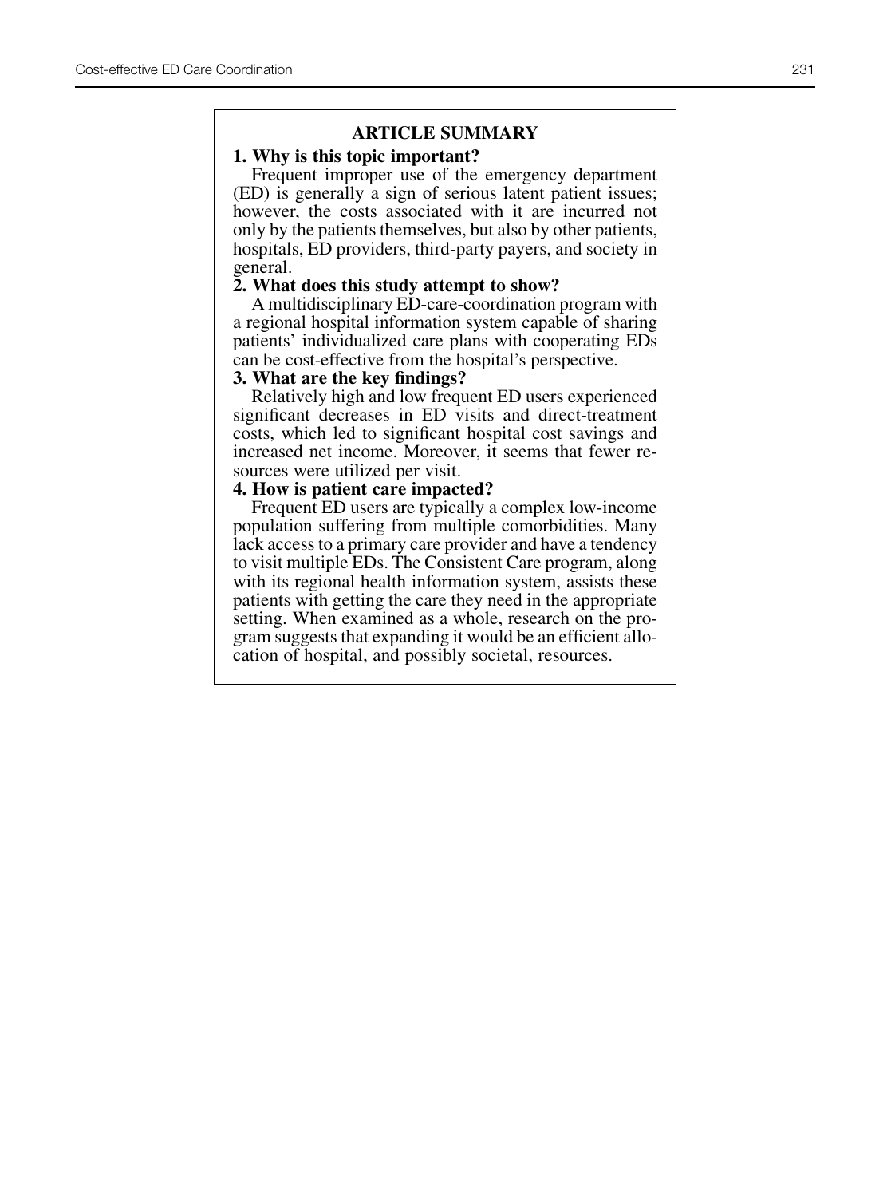## ARTICLE SUMMARY

**1. Why is this topic important?**

Frequent improper use of the emergency department (ED) is generally a sign of serious latent patient issues; however, the costs associated with it are incurred not only by the patients themselves, but also by other patients, hospitals, ED providers, third-party payers, and society in general.

**2. What does this study attempt to show?**

A multidisciplinary ED-care-coordination program with a regional hospital information system capable of sharing patients' individualized care plans with cooperating EDs can be cost-effective from the hospital's perspective.

**3. What are the key findings?**

Relatively high and low frequent ED users experienced significant decreases in ED visits and direct-treatment costs, which led to significant hospital cost savings and increased net income. Moreover, it seems that fewer resources were utilized per visit.

**4. How is patient care impacted?**

Frequent ED users are typically a complex low-income population suffering from multiple comorbidities. Many lack access to a primary care provider and have a tendency to visit multiple EDs. The Consistent Care program, along with its regional health information system, assists these patients with getting the care they need in the appropriate setting. When examined as a whole, research on the program suggests that expanding it would be an efficient allocation of hospital, and possibly societal, resources.